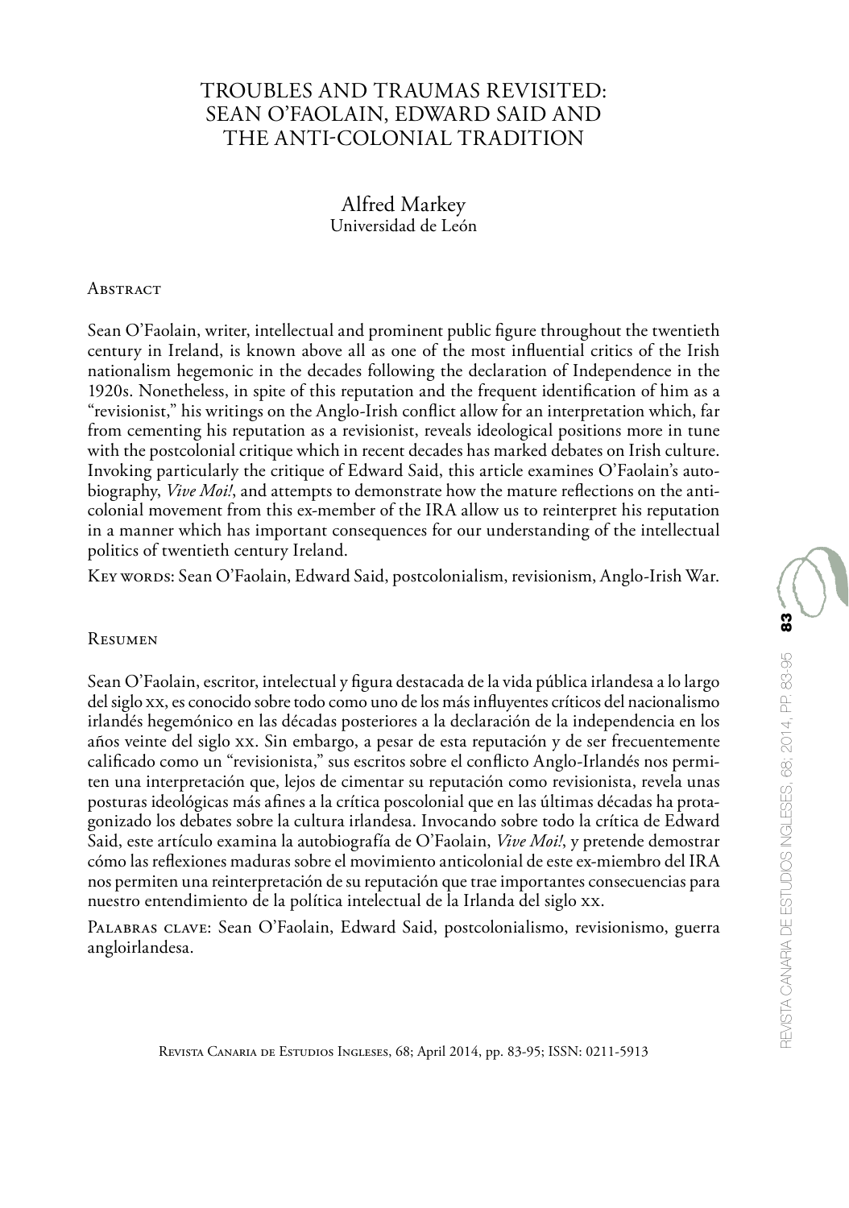# TROUBLES AND TRAUMAS REVISITED: SEAN O'FAOLAIN, EDWARD SAID AND THE ANTI-COLONIAL TRADITION

Alfred Markey
Universidad de León

## Abstract

Sean O'Faolain, writer, intellectual and prominent public figure throughout the twentieth century in Ireland, is known above all as one of the most influential critics of the Irish nationalism hegemonic in the decades following the declaration of Independence in the 1920s. Nonetheless, in spite of this reputation and the frequent identification of him as a "revisionist," his writings on the Anglo-Irish conflict allow for an interpretation which, far from cementing his reputation as a revisionist, reveals ideological positions more in tune with the postcolonial critique which in recent decades has marked debates on Irish culture. Invoking particularly the critique of Edward Said, this article examines O'Faolain's autobiography, *Vive Moi!*, and attempts to demonstrate how the mature reflections on the anti-colonial movement from this ex-member of the IRA allow us to reinterpret his reputation in a manner which has important consequences for our understanding of the intellectual politics of twentieth century Ireland.

Key words: Sean O'Faolain, Edward Said, postcolonialism, revisionism, Anglo-Irish War.

## Resumen

Sean O'Faolain, escritor, intelectual y figura destacada de la vida pública irlandesa a lo largo del siglo xx, es conocido sobre todo como uno de los más influyentes críticos del nacionalismo irlandés hegemónico en las décadas posteriores a la declaración de la independencia en los años veinte del siglo xx. Sin embargo, a pesar de esta reputación y de ser frecuentemente calificado como un "revisionista," sus escritos sobre el conflicto Anglo-Irlandés nos permiten una interpretación que, lejos de cimentar su reputación como revisionista, revela unas posturas ideológicas más afines a la crítica poscolonial que en las últimas décadas ha protagonizado los debates sobre la cultura irlandesa. Invocando sobre todo la crítica de Edward Said, este artículo examina la autobiografía de O'Faolain, *Vive Moi!*, y pretende demostrar cómo las reflexiones maduras sobre el movimiento anticolonial de este ex-miembro del IRA nos permiten una reinterpretación de su reputación que trae importantes consecuencias para nuestro entendimiento de la política intelectual de la Irlanda del siglo xx.

Palabras clave: Sean O'Faolain, Edward Said, postcolonialismo, revisionismo, guerra angloirlandesa.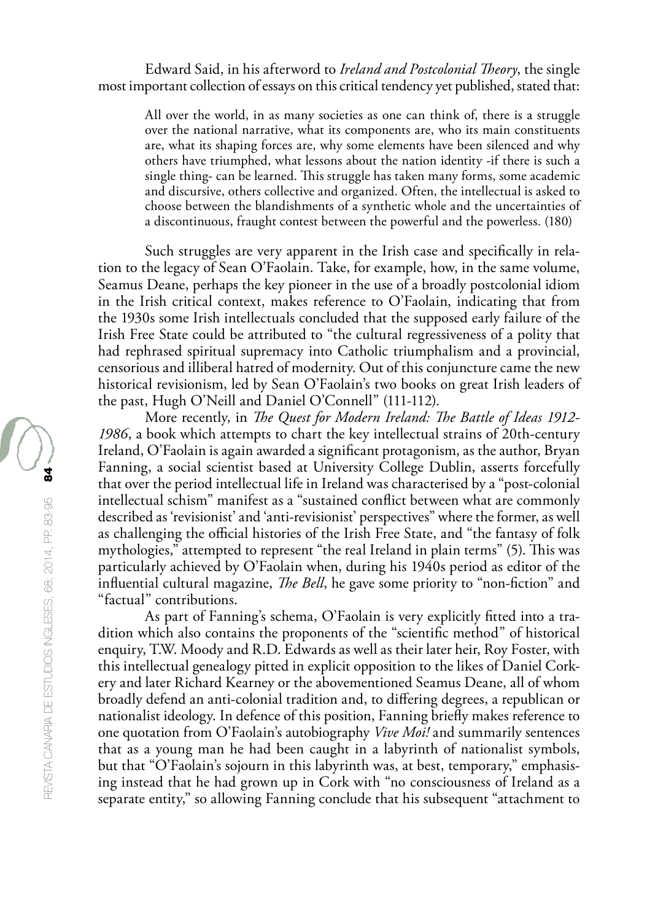Edward Said, in his afterword to *Ireland and Postcolonial Theory*, the single most important collection of essays on this critical tendency yet published, stated that:

> All over the world, in as many societies as one can think of, there is a struggle over the national narrative, what its components are, who its main constituents are, what its shaping forces are, why some elements have been silenced and why others have triumphed, what lessons about the nation identity -if there is such a single thing- can be learned. This struggle has taken many forms, some academic and discursive, others collective and organized. Often, the intellectual is asked to choose between the blandishments of a synthetic whole and the uncertainties of a discontinuous, fraught contest between the powerful and the powerless. (180)

Such struggles are very apparent in the Irish case and specifically in relation to the legacy of Sean O'Faolain. Take, for example, how, in the same volume, Seamus Deane, perhaps the key pioneer in the use of a broadly postcolonial idiom in the Irish critical context, makes reference to O'Faolain, indicating that from the 1930s some Irish intellectuals concluded that the supposed early failure of the Irish Free State could be attributed to "the cultural regressiveness of a polity that had rephrased spiritual supremacy into Catholic triumphalism and a provincial, censorious and illiberal hatred of modernity. Out of this conjuncture came the new historical revisionism, led by Sean O'Faolain's two books on great Irish leaders of the past, Hugh O'Neill and Daniel O'Connell" (111-112).

More recently, in *The Quest for Modern Ireland: The Battle of Ideas 1912-1986*, a book which attempts to chart the key intellectual strains of 20th-century Ireland, O'Faolain is again awarded a significant protagonism, as the author, Bryan Fanning, a social scientist based at University College Dublin, asserts forcefully that over the period intellectual life in Ireland was characterised by a "post-colonial intellectual schism" manifest as a "sustained conflict between what are commonly described as 'revisionist' and 'anti-revisionist' perspectives" where the former, as well as challenging the official histories of the Irish Free State, and "the fantasy of folk mythologies," attempted to represent "the real Ireland in plain terms" (5). This was particularly achieved by O'Faolain when, during his 1940s period as editor of the influential cultural magazine, *The Bell*, he gave some priority to "non-fiction" and "factual" contributions.

As part of Fanning's schema, O'Faolain is very explicitly fitted into a tradition which also contains the proponents of the "scientific method" of historical enquiry, T.W. Moody and R.D. Edwards as well as their later heir, Roy Foster, with this intellectual genealogy pitted in explicit opposition to the likes of Daniel Corkery and later Richard Kearney or the abovementioned Seamus Deane, all of whom broadly defend an anti-colonial tradition and, to differing degrees, a republican or nationalist ideology. In defence of this position, Fanning briefly makes reference to one quotation from O'Faolain's autobiography *Vive Moi!* and summarily sentences that as a young man he had been caught in a labyrinth of nationalist symbols, but that "O'Faolain's sojourn in this labyrinth was, at best, temporary," emphasising instead that he had grown up in Cork with "no consciousness of Ireland as a separate entity," so allowing Fanning conclude that his subsequent "attachment to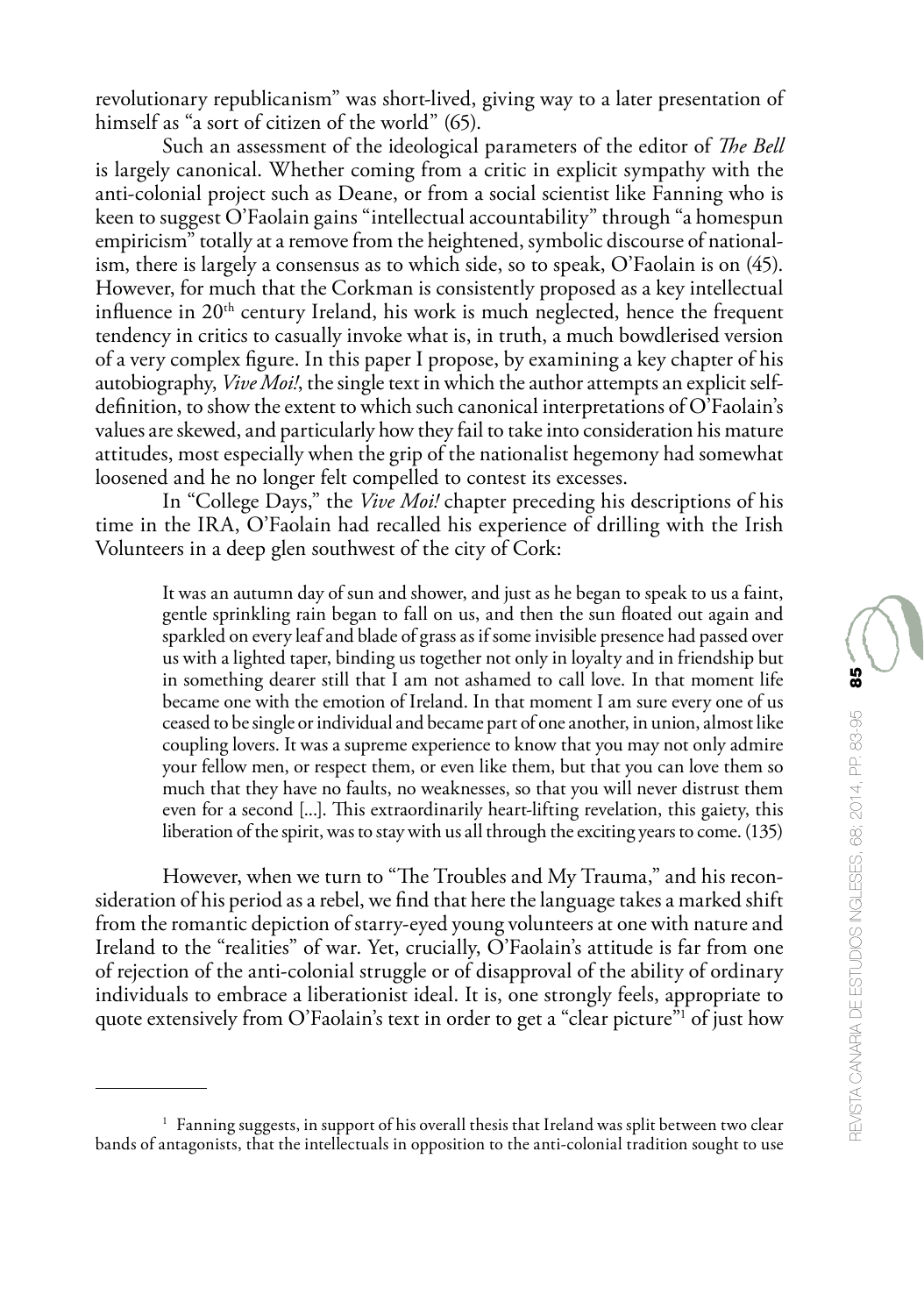revolutionary republicanism" was short-lived, giving way to a later presentation of himself as "a sort of citizen of the world" (65).

Such an assessment of the ideological parameters of the editor of *The Bell* is largely canonical. Whether coming from a critic in explicit sympathy with the anti-colonial project such as Deane, or from a social scientist like Fanning who is keen to suggest O'Faolain gains "intellectual accountability" through "a homespun empiricism" totally at a remove from the heightened, symbolic discourse of nationalism, there is largely a consensus as to which side, so to speak, O'Faolain is on (45). However, for much that the Corkman is consistently proposed as a key intellectual influence in 20th century Ireland, his work is much neglected, hence the frequent tendency in critics to casually invoke what is, in truth, a much bowdlerised version of a very complex figure. In this paper I propose, by examining a key chapter of his autobiography, *Vive Moi!*, the single text in which the author attempts an explicit self-definition, to show the extent to which such canonical interpretations of O'Faolain's values are skewed, and particularly how they fail to take into consideration his mature attitudes, most especially when the grip of the nationalist hegemony had somewhat loosened and he no longer felt compelled to contest its excesses.

In "College Days," the *Vive Moi!* chapter preceding his descriptions of his time in the IRA, O'Faolain had recalled his experience of drilling with the Irish Volunteers in a deep glen southwest of the city of Cork:

> It was an autumn day of sun and shower, and just as he began to speak to us a faint, gentle sprinkling rain began to fall on us, and then the sun floated out again and sparkled on every leaf and blade of grass as if some invisible presence had passed over us with a lighted taper, binding us together not only in loyalty and in friendship but in something dearer still that I am not ashamed to call love. In that moment life became one with the emotion of Ireland. In that moment I am sure every one of us ceased to be single or individual and became part of one another, in union, almost like coupling lovers. It was a supreme experience to know that you may not only admire your fellow men, or respect them, or even like them, but that you can love them so much that they have no faults, no weaknesses, so that you will never distrust them even for a second [...]. This extraordinarily heart-lifting revelation, this gaiety, this liberation of the spirit, was to stay with us all through the exciting years to come. (135)

However, when we turn to "The Troubles and My Trauma," and his reconsideration of his period as a rebel, we find that here the language takes a marked shift from the romantic depiction of starry-eyed young volunteers at one with nature and Ireland to the "realities" of war. Yet, crucially, O'Faolain's attitude is far from one of rejection of the anti-colonial struggle or of disapproval of the ability of ordinary individuals to embrace a liberationist ideal. It is, one strongly feels, appropriate to quote extensively from O'Faolain's text in order to get a "clear picture"[1] of just how

---

[1] Fanning suggests, in support of his overall thesis that Ireland was split between two clear bands of antagonists, that the intellectuals in opposition to the anti-colonial tradition sought to use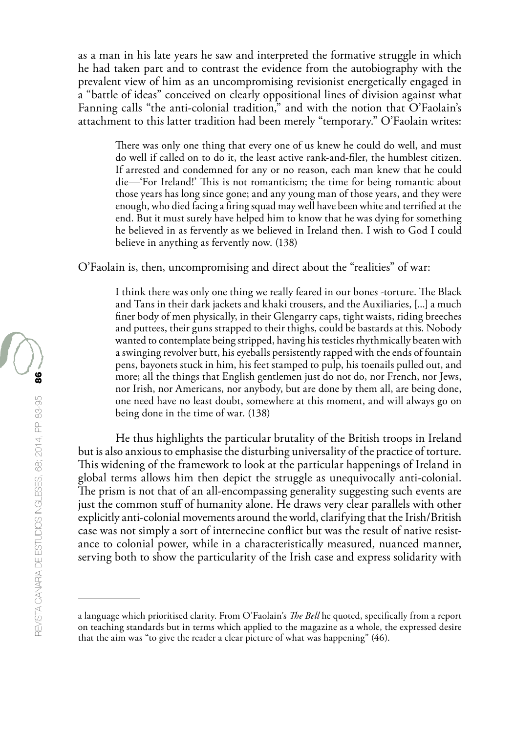as a man in his late years he saw and interpreted the formative struggle in which he had taken part and to contrast the evidence from the autobiography with the prevalent view of him as an uncompromising revisionist energetically engaged in a "battle of ideas" conceived on clearly oppositional lines of division against what Fanning calls "the anti-colonial tradition," and with the notion that O'Faolain's attachment to this latter tradition had been merely "temporary." O'Faolain writes:

> There was only one thing that every one of us knew he could do well, and must do well if called on to do it, the least active rank-and-filer, the humblest citizen. If arrested and condemned for any or no reason, each man knew that he could die—'For Ireland!' This is not romanticism; the time for being romantic about those years has long since gone; and any young man of those years, and they were enough, who died facing a firing squad may well have been white and terrified at the end. But it must surely have helped him to know that he was dying for something he believed in as fervently as we believed in Ireland then. I wish to God I could believe in anything as fervently now. (138)

O'Faolain is, then, uncompromising and direct about the "realities" of war:

> I think there was only one thing we really feared in our bones -torture. The Black and Tans in their dark jackets and khaki trousers, and the Auxiliaries, [...] a much finer body of men physically, in their Glengarry caps, tight waists, riding breeches and puttees, their guns strapped to their thighs, could be bastards at this. Nobody wanted to contemplate being stripped, having his testicles rhythmically beaten with a swinging revolver butt, his eyeballs persistently rapped with the ends of fountain pens, bayonets stuck in him, his feet stamped to pulp, his toenails pulled out, and more; all the things that English gentlemen just do not do, nor French, nor Jews, nor Irish, nor Americans, nor anybody, but are done by them all, are being done, one need have no least doubt, somewhere at this moment, and will always go on being done in the time of war. (138)

He thus highlights the particular brutality of the British troops in Ireland but is also anxious to emphasise the disturbing universality of the practice of torture. This widening of the framework to look at the particular happenings of Ireland in global terms allows him then depict the struggle as unequivocally anti-colonial. The prism is not that of an all-encompassing generality suggesting such events are just the common stuff of humanity alone. He draws very clear parallels with other explicitly anti-colonial movements around the world, clarifying that the Irish/British case was not simply a sort of internecine conflict but was the result of native resistance to colonial power, while in a characteristically measured, nuanced manner, serving both to show the particularity of the Irish case and express solidarity with

---

a language which prioritised clarity. From O'Faolain's *The Bell* he quoted, specifically from a report on teaching standards but in terms which applied to the magazine as a whole, the expressed desire that the aim was "to give the reader a clear picture of what was happening" (46).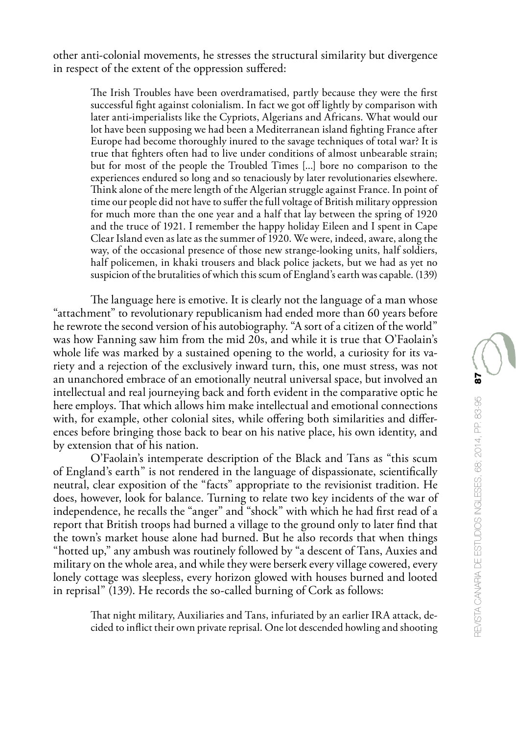other anti-colonial movements, he stresses the structural similarity but divergence in respect of the extent of the oppression suffered:

> The Irish Troubles have been overdramatised, partly because they were the first successful fight against colonialism. In fact we got off lightly by comparison with later anti-imperialists like the Cypriots, Algerians and Africans. What would our lot have been supposing we had been a Mediterranean island fighting France after Europe had become thoroughly inured to the savage techniques of total war? It is true that fighters often had to live under conditions of almost unbearable strain; but for most of the people the Troubled Times [...] bore no comparison to the experiences endured so long and so tenaciously by later revolutionaries elsewhere. Think alone of the mere length of the Algerian struggle against France. In point of time our people did not have to suffer the full voltage of British military oppression for much more than the one year and a half that lay between the spring of 1920 and the truce of 1921. I remember the happy holiday Eileen and I spent in Cape Clear Island even as late as the summer of 1920. We were, indeed, aware, along the way, of the occasional presence of those new strange-looking units, half soldiers, half policemen, in khaki trousers and black police jackets, but we had as yet no suspicion of the brutalities of which this scum of England's earth was capable. (139)

The language here is emotive. It is clearly not the language of a man whose "attachment" to revolutionary republicanism had ended more than 60 years before he rewrote the second version of his autobiography. "A sort of a citizen of the world" was how Fanning saw him from the mid 20s, and while it is true that O'Faolain's whole life was marked by a sustained opening to the world, a curiosity for its variety and a rejection of the exclusively inward turn, this, one must stress, was not an unanchored embrace of an emotionally neutral universal space, but involved an intellectual and real journeying back and forth evident in the comparative optic he here employs. That which allows him make intellectual and emotional connections with, for example, other colonial sites, while offering both similarities and differences before bringing those back to bear on his native place, his own identity, and by extension that of his nation.

O'Faolain's intemperate description of the Black and Tans as "this scum of England's earth" is not rendered in the language of dispassionate, scientifically neutral, clear exposition of the "facts" appropriate to the revisionist tradition. He does, however, look for balance. Turning to relate two key incidents of the war of independence, he recalls the "anger" and "shock" with which he had first read of a report that British troops had burned a village to the ground only to later find that the town's market house alone had burned. But he also records that when things "hotted up," any ambush was routinely followed by "a descent of Tans, Auxies and military on the whole area, and while they were berserk every village cowered, every lonely cottage was sleepless, every horizon glowed with houses burned and looted in reprisal" (139). He records the so-called burning of Cork as follows:

> That night military, Auxiliaries and Tans, infuriated by an earlier IRA attack, decided to inflict their own private reprisal. One lot descended howling and shooting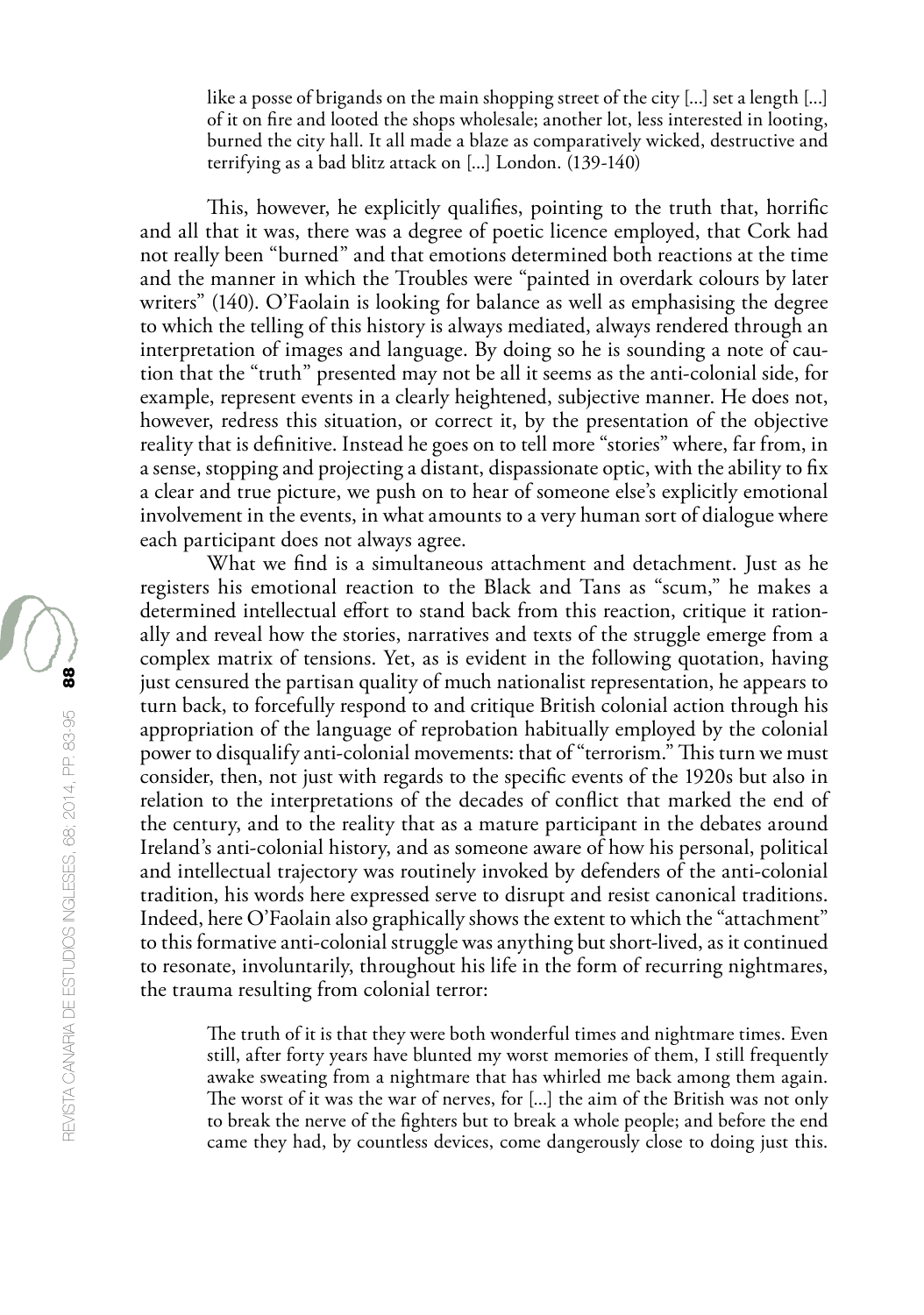like a posse of brigands on the main shopping street of the city [...] set a length [...] of it on fire and looted the shops wholesale; another lot, less interested in looting, burned the city hall. It all made a blaze as comparatively wicked, destructive and terrifying as a bad blitz attack on [...] London. (139-140)

This, however, he explicitly qualifies, pointing to the truth that, horrific and all that it was, there was a degree of poetic licence employed, that Cork had not really been "burned" and that emotions determined both reactions at the time and the manner in which the Troubles were "painted in overdark colours by later writers" (140). O'Faolain is looking for balance as well as emphasising the degree to which the telling of this history is always mediated, always rendered through an interpretation of images and language. By doing so he is sounding a note of caution that the "truth" presented may not be all it seems as the anti-colonial side, for example, represent events in a clearly heightened, subjective manner. He does not, however, redress this situation, or correct it, by the presentation of the objective reality that is definitive. Instead he goes on to tell more "stories" where, far from, in a sense, stopping and projecting a distant, dispassionate optic, with the ability to fix a clear and true picture, we push on to hear of someone else's explicitly emotional involvement in the events, in what amounts to a very human sort of dialogue where each participant does not always agree.

What we find is a simultaneous attachment and detachment. Just as he registers his emotional reaction to the Black and Tans as "scum," he makes a determined intellectual effort to stand back from this reaction, critique it rationally and reveal how the stories, narratives and texts of the struggle emerge from a complex matrix of tensions. Yet, as is evident in the following quotation, having just censured the partisan quality of much nationalist representation, he appears to turn back, to forcefully respond to and critique British colonial action through his appropriation of the language of reprobation habitually employed by the colonial power to disqualify anti-colonial movements: that of "terrorism." This turn we must consider, then, not just with regards to the specific events of the 1920s but also in relation to the interpretations of the decades of conflict that marked the end of the century, and to the reality that as a mature participant in the debates around Ireland's anti-colonial history, and as someone aware of how his personal, political and intellectual trajectory was routinely invoked by defenders of the anti-colonial tradition, his words here expressed serve to disrupt and resist canonical traditions. Indeed, here O'Faolain also graphically shows the extent to which the "attachment" to this formative anti-colonial struggle was anything but short-lived, as it continued to resonate, involuntarily, throughout his life in the form of recurring nightmares, the trauma resulting from colonial terror:

> The truth of it is that they were both wonderful times and nightmare times. Even still, after forty years have blunted my worst memories of them, I still frequently awake sweating from a nightmare that has whirled me back among them again. The worst of it was the war of nerves, for [...] the aim of the British was not only to break the nerve of the fighters but to break a whole people; and before the end came they had, by countless devices, come dangerously close to doing just this.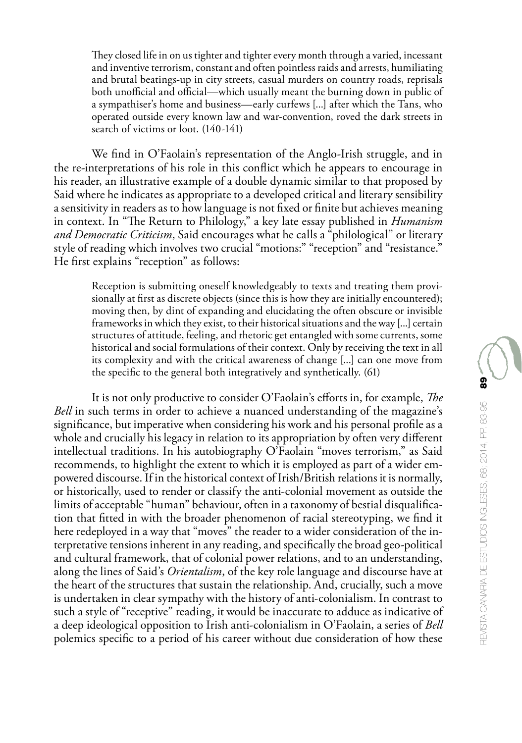> They closed life in on us tighter and tighter every month through a varied, incessant and inventive terrorism, constant and often pointless raids and arrests, humiliating and brutal beatings-up in city streets, casual murders on country roads, reprisals both unofficial and official—which usually meant the burning down in public of a sympathiser's home and business—early curfews [...] after which the Tans, who operated outside every known law and war-convention, roved the dark streets in search of victims or loot. (140-141)

We find in O'Faolain's representation of the Anglo-Irish struggle, and in the re-interpretations of his role in this conflict which he appears to encourage in his reader, an illustrative example of a double dynamic similar to that proposed by Said where he indicates as appropriate to a developed critical and literary sensibility a sensitivity in readers as to how language is not fixed or finite but achieves meaning in context. In "The Return to Philology," a key late essay published in *Humanism and Democratic Criticism*, Said encourages what he calls a "philological" or literary style of reading which involves two crucial "motions:" "reception" and "resistance." He first explains "reception" as follows:

> Reception is submitting oneself knowledgeably to texts and treating them provisionally at first as discrete objects (since this is how they are initially encountered); moving then, by dint of expanding and elucidating the often obscure or invisible frameworks in which they exist, to their historical situations and the way [...] certain structures of attitude, feeling, and rhetoric get entangled with some currents, some historical and social formulations of their context. Only by receiving the text in all its complexity and with the critical awareness of change [...] can one move from the specific to the general both integratively and synthetically. (61)

It is not only productive to consider O'Faolain's efforts in, for example, *The Bell* in such terms in order to achieve a nuanced understanding of the magazine's significance, but imperative when considering his work and his personal profile as a whole and crucially his legacy in relation to its appropriation by often very different intellectual traditions. In his autobiography O'Faolain "moves terrorism," as Said recommends, to highlight the extent to which it is employed as part of a wider empowered discourse. If in the historical context of Irish/British relations it is normally, or historically, used to render or classify the anti-colonial movement as outside the limits of acceptable "human" behaviour, often in a taxonomy of bestial disqualification that fitted in with the broader phenomenon of racial stereotyping, we find it here redeployed in a way that "moves" the reader to a wider consideration of the interpretative tensions inherent in any reading, and specifically the broad geo-political and cultural framework, that of colonial power relations, and to an understanding, along the lines of Said's *Orientalism*, of the key role language and discourse have at the heart of the structures that sustain the relationship. And, crucially, such a move is undertaken in clear sympathy with the history of anti-colonialism. In contrast to such a style of "receptive" reading, it would be inaccurate to adduce as indicative of a deep ideological opposition to Irish anti-colonialism in O'Faolain, a series of *Bell* polemics specific to a period of his career without due consideration of how these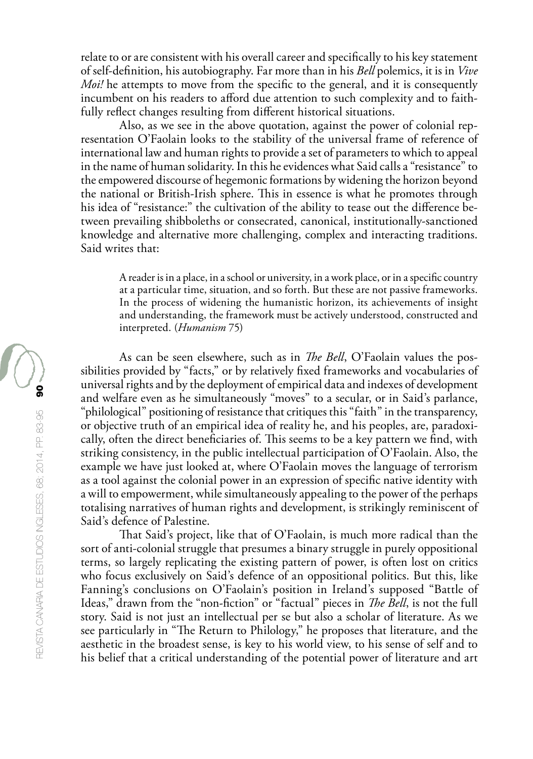relate to or are consistent with his overall career and specifically to his key statement of self-definition, his autobiography. Far more than in his *Bell* polemics, it is in *Vive Moi!* he attempts to move from the specific to the general, and it is consequently incumbent on his readers to afford due attention to such complexity and to faithfully reflect changes resulting from different historical situations.

Also, as we see in the above quotation, against the power of colonial representation O'Faolain looks to the stability of the universal frame of reference of international law and human rights to provide a set of parameters to which to appeal in the name of human solidarity. In this he evidences what Said calls a "resistance" to the empowered discourse of hegemonic formations by widening the horizon beyond the national or British-Irish sphere. This in essence is what he promotes through his idea of "resistance:" the cultivation of the ability to tease out the difference between prevailing shibboleths or consecrated, canonical, institutionally-sanctioned knowledge and alternative more challenging, complex and interacting traditions. Said writes that:

> A reader is in a place, in a school or university, in a work place, or in a specific country at a particular time, situation, and so forth. But these are not passive frameworks. In the process of widening the humanistic horizon, its achievements of insight and understanding, the framework must be actively understood, constructed and interpreted. (*Humanism* 75)

As can be seen elsewhere, such as in *The Bell*, O'Faolain values the possibilities provided by "facts," or by relatively fixed frameworks and vocabularies of universal rights and by the deployment of empirical data and indexes of development and welfare even as he simultaneously "moves" to a secular, or in Said's parlance, "philological" positioning of resistance that critiques this "faith" in the transparency, or objective truth of an empirical idea of reality he, and his peoples, are, paradoxically, often the direct beneficiaries of. This seems to be a key pattern we find, with striking consistency, in the public intellectual participation of O'Faolain. Also, the example we have just looked at, where O'Faolain moves the language of terrorism as a tool against the colonial power in an expression of specific native identity with a will to empowerment, while simultaneously appealing to the power of the perhaps totalising narratives of human rights and development, is strikingly reminiscent of Said's defence of Palestine.

That Said's project, like that of O'Faolain, is much more radical than the sort of anti-colonial struggle that presumes a binary struggle in purely oppositional terms, so largely replicating the existing pattern of power, is often lost on critics who focus exclusively on Said's defence of an oppositional politics. But this, like Fanning's conclusions on O'Faolain's position in Ireland's supposed "Battle of Ideas," drawn from the "non-fiction" or "factual" pieces in *The Bell*, is not the full story. Said is not just an intellectual per se but also a scholar of literature. As we see particularly in "The Return to Philology," he proposes that literature, and the aesthetic in the broadest sense, is key to his world view, to his sense of self and to his belief that a critical understanding of the potential power of literature and art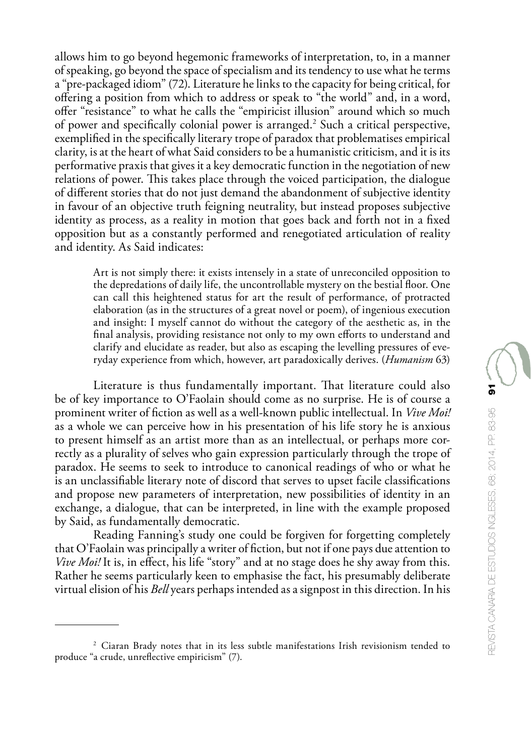allows him to go beyond hegemonic frameworks of interpretation, to, in a manner of speaking, go beyond the space of specialism and its tendency to use what he terms a "pre-packaged idiom" (72). Literature he links to the capacity for being critical, for offering a position from which to address or speak to "the world" and, in a word, offer "resistance" to what he calls the "empiricist illusion" around which so much of power and specifically colonial power is arranged.[2] Such a critical perspective, exemplified in the specifically literary trope of paradox that problematises empirical clarity, is at the heart of what Said considers to be a humanistic criticism, and it is its performative praxis that gives it a key democratic function in the negotiation of new relations of power. This takes place through the voiced participation, the dialogue of different stories that do not just demand the abandonment of subjective identity in favour of an objective truth feigning neutrality, but instead proposes subjective identity as process, as a reality in motion that goes back and forth not in a fixed opposition but as a constantly performed and renegotiated articulation of reality and identity. As Said indicates:

> Art is not simply there: it exists intensely in a state of unreconciled opposition to the depredations of daily life, the uncontrollable mystery on the bestial floor. One can call this heightened status for art the result of performance, of protracted elaboration (as in the structures of a great novel or poem), of ingenious execution and insight: I myself cannot do without the category of the aesthetic as, in the final analysis, providing resistance not only to my own efforts to understand and clarify and elucidate as reader, but also as escaping the levelling pressures of everyday experience from which, however, art paradoxically derives. (*Humanism* 63)

Literature is thus fundamentally important. That literature could also be of key importance to O'Faolain should come as no surprise. He is of course a prominent writer of fiction as well as a well-known public intellectual. In *Vive Moi!* as a whole we can perceive how in his presentation of his life story he is anxious to present himself as an artist more than as an intellectual, or perhaps more correctly as a plurality of selves who gain expression particularly through the trope of paradox. He seems to seek to introduce to canonical readings of who or what he is an unclassifiable literary note of discord that serves to upset facile classifications and propose new parameters of interpretation, new possibilities of identity in an exchange, a dialogue, that can be interpreted, in line with the example proposed by Said, as fundamentally democratic.

Reading Fanning's study one could be forgiven for forgetting completely that O'Faolain was principally a writer of fiction, but not if one pays due attention to *Vive Moi!* It is, in effect, his life "story" and at no stage does he shy away from this. Rather he seems particularly keen to emphasise the fact, his presumably deliberate virtual elision of his *Bell* years perhaps intended as a signpost in this direction. In his

---

[2] Ciaran Brady notes that in its less subtle manifestations Irish revisionism tended to produce "a crude, unreflective empiricism" (7).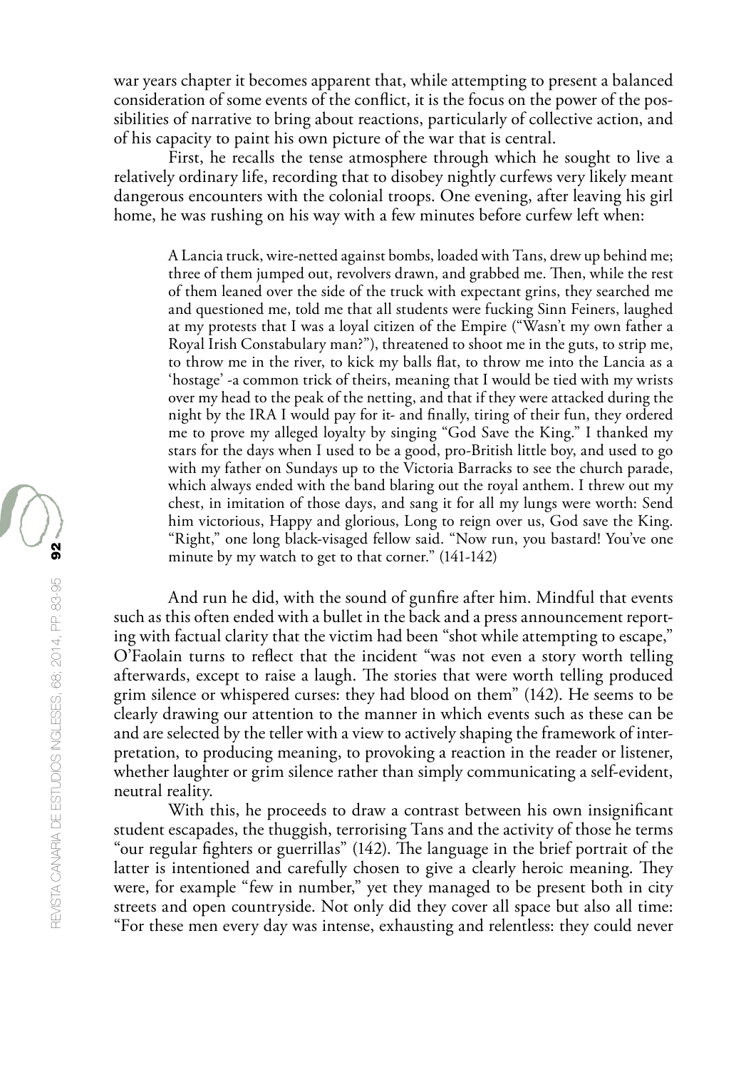war years chapter it becomes apparent that, while attempting to present a balanced consideration of some events of the conflict, it is the focus on the power of the possibilities of narrative to bring about reactions, particularly of collective action, and of his capacity to paint his own picture of the war that is central.

First, he recalls the tense atmosphere through which he sought to live a relatively ordinary life, recording that to disobey nightly curfews very likely meant dangerous encounters with the colonial troops. One evening, after leaving his girl home, he was rushing on his way with a few minutes before curfew left when:

> A Lancia truck, wire-netted against bombs, loaded with Tans, drew up behind me; three of them jumped out, revolvers drawn, and grabbed me. Then, while the rest of them leaned over the side of the truck with expectant grins, they searched me and questioned me, told me that all students were fucking Sinn Feiners, laughed at my protests that I was a loyal citizen of the Empire ("Wasn't my own father a Royal Irish Constabulary man?"), threatened to shoot me in the guts, to strip me, to throw me in the river, to kick my balls flat, to throw me into the Lancia as a 'hostage' -a common trick of theirs, meaning that I would be tied with my wrists over my head to the peak of the netting, and that if they were attacked during the night by the IRA I would pay for it- and finally, tiring of their fun, they ordered me to prove my alleged loyalty by singing "God Save the King." I thanked my stars for the days when I used to be a good, pro-British little boy, and used to go with my father on Sundays up to the Victoria Barracks to see the church parade, which always ended with the band blaring out the royal anthem. I threw out my chest, in imitation of those days, and sang it for all my lungs were worth: Send him victorious, Happy and glorious, Long to reign over us, God save the King. "Right," one long black-visaged fellow said. "Now run, you bastard! You've one minute by my watch to get to that corner." (141-142)

And run he did, with the sound of gunfire after him. Mindful that events such as this often ended with a bullet in the back and a press announcement reporting with factual clarity that the victim had been "shot while attempting to escape," O'Faolain turns to reflect that the incident "was not even a story worth telling afterwards, except to raise a laugh. The stories that were worth telling produced grim silence or whispered curses: they had blood on them" (142). He seems to be clearly drawing our attention to the manner in which events such as these can be and are selected by the teller with a view to actively shaping the framework of interpretation, to producing meaning, to provoking a reaction in the reader or listener, whether laughter or grim silence rather than simply communicating a self-evident, neutral reality.

With this, he proceeds to draw a contrast between his own insignificant student escapades, the thuggish, terrorising Tans and the activity of those he terms "our regular fighters or guerrillas" (142). The language in the brief portrait of the latter is intentioned and carefully chosen to give a clearly heroic meaning. They were, for example "few in number," yet they managed to be present both in city streets and open countryside. Not only did they cover all space but also all time: "For these men every day was intense, exhausting and relentless: they could never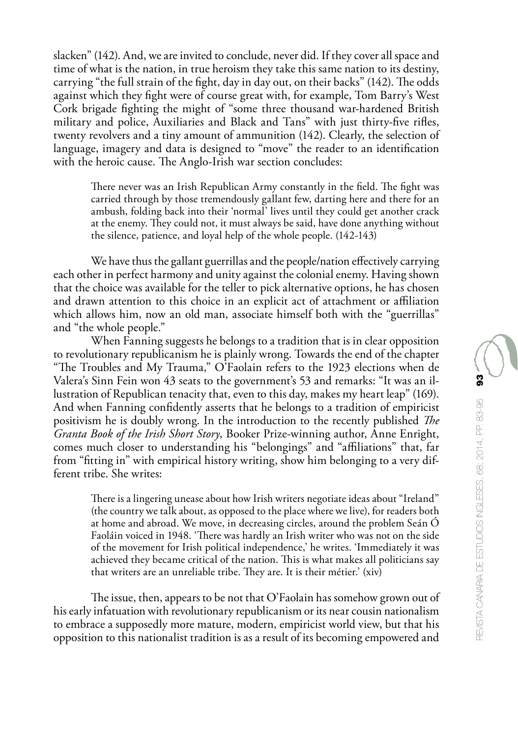slacken" (142). And, we are invited to conclude, never did. If they cover all space and time of what is the nation, in true heroism they take this same nation to its destiny, carrying "the full strain of the fight, day in day out, on their backs" (142). The odds against which they fight were of course great with, for example, Tom Barry's West Cork brigade fighting the might of "some three thousand war-hardened British military and police, Auxiliaries and Black and Tans" with just thirty-five rifles, twenty revolvers and a tiny amount of ammunition (142). Clearly, the selection of language, imagery and data is designed to "move" the reader to an identification with the heroic cause. The Anglo-Irish war section concludes:

> There never was an Irish Republican Army constantly in the field. The fight was carried through by those tremendously gallant few, darting here and there for an ambush, folding back into their 'normal' lives until they could get another crack at the enemy. They could not, it must always be said, have done anything without the silence, patience, and loyal help of the whole people. (142-143)

We have thus the gallant guerrillas and the people/nation effectively carrying each other in perfect harmony and unity against the colonial enemy. Having shown that the choice was available for the teller to pick alternative options, he has chosen and drawn attention to this choice in an explicit act of attachment or affiliation which allows him, now an old man, associate himself both with the "guerrillas" and "the whole people."

When Fanning suggests he belongs to a tradition that is in clear opposition to revolutionary republicanism he is plainly wrong. Towards the end of the chapter "The Troubles and My Trauma," O'Faolain refers to the 1923 elections when de Valera's Sinn Fein won 43 seats to the government's 53 and remarks: "It was an illustration of Republican tenacity that, even to this day, makes my heart leap" (169). And when Fanning confidently asserts that he belongs to a tradition of empiricist positivism he is doubly wrong. In the introduction to the recently published *The Granta Book of the Irish Short Story*, Booker Prize-winning author, Anne Enright, comes much closer to understanding his "belongings" and "affiliations" that, far from "fitting in" with empirical history writing, show him belonging to a very different tribe. She writes:

> There is a lingering unease about how Irish writers negotiate ideas about "Ireland" (the country we talk about, as opposed to the place where we live), for readers both at home and abroad. We move, in decreasing circles, around the problem Seán Ó Faoláin voiced in 1948. 'There was hardly an Irish writer who was not on the side of the movement for Irish political independence,' he writes. 'Immediately it was achieved they became critical of the nation. This is what makes all politicians say that writers are an unreliable tribe. They are. It is their métier.' (xiv)

The issue, then, appears to be not that O'Faolain has somehow grown out of his early infatuation with revolutionary republicanism or its near cousin nationalism to embrace a supposedly more mature, modern, empiricist world view, but that his opposition to this nationalist tradition is as a result of its becoming empowered and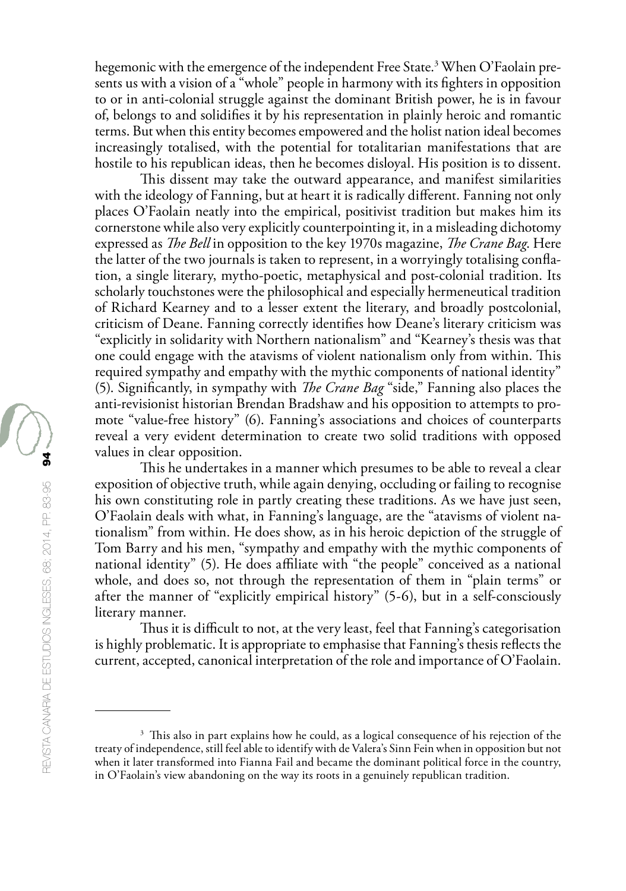hegemonic with the emergence of the independent Free State.[3] When O'Faolain presents us with a vision of a "whole" people in harmony with its fighters in opposition to or in anti-colonial struggle against the dominant British power, he is in favour of, belongs to and solidifies it by his representation in plainly heroic and romantic terms. But when this entity becomes empowered and the holist nation ideal becomes increasingly totalised, with the potential for totalitarian manifestations that are hostile to his republican ideas, then he becomes disloyal. His position is to dissent.

This dissent may take the outward appearance, and manifest similarities with the ideology of Fanning, but at heart it is radically different. Fanning not only places O'Faolain neatly into the empirical, positivist tradition but makes him its cornerstone while also very explicitly counterpointing it, in a misleading dichotomy expressed as *The Bell* in opposition to the key 1970s magazine, *The Crane Bag*. Here the latter of the two journals is taken to represent, in a worryingly totalising conflation, a single literary, mytho-poetic, metaphysical and post-colonial tradition. Its scholarly touchstones were the philosophical and especially hermeneutical tradition of Richard Kearney and to a lesser extent the literary, and broadly postcolonial, criticism of Deane. Fanning correctly identifies how Deane's literary criticism was "explicitly in solidarity with Northern nationalism" and "Kearney's thesis was that one could engage with the atavisms of violent nationalism only from within. This required sympathy and empathy with the mythic components of national identity" (5). Significantly, in sympathy with *The Crane Bag* "side," Fanning also places the anti-revisionist historian Brendan Bradshaw and his opposition to attempts to promote "value-free history" (6). Fanning's associations and choices of counterparts reveal a very evident determination to create two solid traditions with opposed values in clear opposition.

This he undertakes in a manner which presumes to be able to reveal a clear exposition of objective truth, while again denying, occluding or failing to recognise his own constituting role in partly creating these traditions. As we have just seen, O'Faolain deals with what, in Fanning's language, are the "atavisms of violent nationalism" from within. He does show, as in his heroic depiction of the struggle of Tom Barry and his men, "sympathy and empathy with the mythic components of national identity" (5). He does affiliate with "the people" conceived as a national whole, and does so, not through the representation of them in "plain terms" or after the manner of "explicitly empirical history" (5-6), but in a self-consciously literary manner.

Thus it is difficult to not, at the very least, feel that Fanning's categorisation is highly problematic. It is appropriate to emphasise that Fanning's thesis reflects the current, accepted, canonical interpretation of the role and importance of O'Faolain.

---

[3] This also in part explains how he could, as a logical consequence of his rejection of the treaty of independence, still feel able to identify with de Valera's Sinn Fein when in opposition but not when it later transformed into Fianna Fail and became the dominant political force in the country, in O'Faolain's view abandoning on the way its roots in a genuinely republican tradition.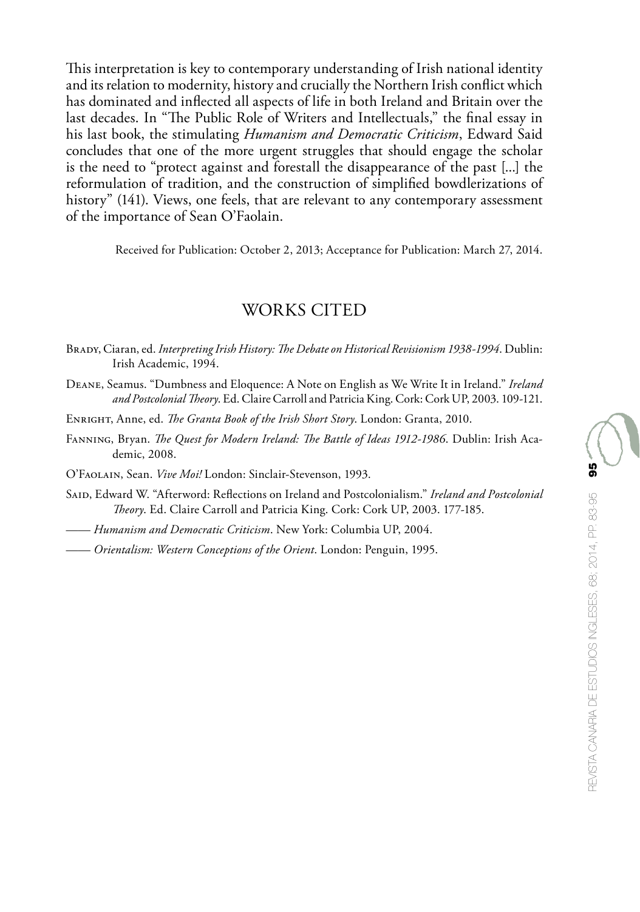This interpretation is key to contemporary understanding of Irish national identity and its relation to modernity, history and crucially the Northern Irish conflict which has dominated and inflected all aspects of life in both Ireland and Britain over the last decades. In "The Public Role of Writers and Intellectuals," the final essay in his last book, the stimulating *Humanism and Democratic Criticism*, Edward Said concludes that one of the more urgent struggles that should engage the scholar is the need to "protect against and forestall the disappearance of the past [...] the reformulation of tradition, and the construction of simplified bowdlerizations of history" (141). Views, one feels, that are relevant to any contemporary assessment of the importance of Sean O'Faolain.

Received for Publication: October 2, 2013; Acceptance for Publication: March 27, 2014.

## WORKS CITED

Brady, Ciaran, ed. *Interpreting Irish History: The Debate on Historical Revisionism 1938-1994*. Dublin: Irish Academic, 1994.

Deane, Seamus. "Dumbness and Eloquence: A Note on English as We Write It in Ireland." *Ireland and Postcolonial Theory*. Ed. Claire Carroll and Patricia King. Cork: Cork UP, 2003. 109-121.

Enright, Anne, ed. *The Granta Book of the Irish Short Story*. London: Granta, 2010.

Fanning, Bryan. *The Quest for Modern Ireland: The Battle of Ideas 1912-1986*. Dublin: Irish Academic, 2008.

O'Faolain, Sean. *Vive Moi!* London: Sinclair-Stevenson, 1993.

Said, Edward W. "Afterword: Reflections on Ireland and Postcolonialism." *Ireland and Postcolonial Theory*. Ed. Claire Carroll and Patricia King. Cork: Cork UP, 2003. 177-185.

—— *Humanism and Democratic Criticism*. New York: Columbia UP, 2004.

—— *Orientalism: Western Conceptions of the Orient*. London: Penguin, 1995.